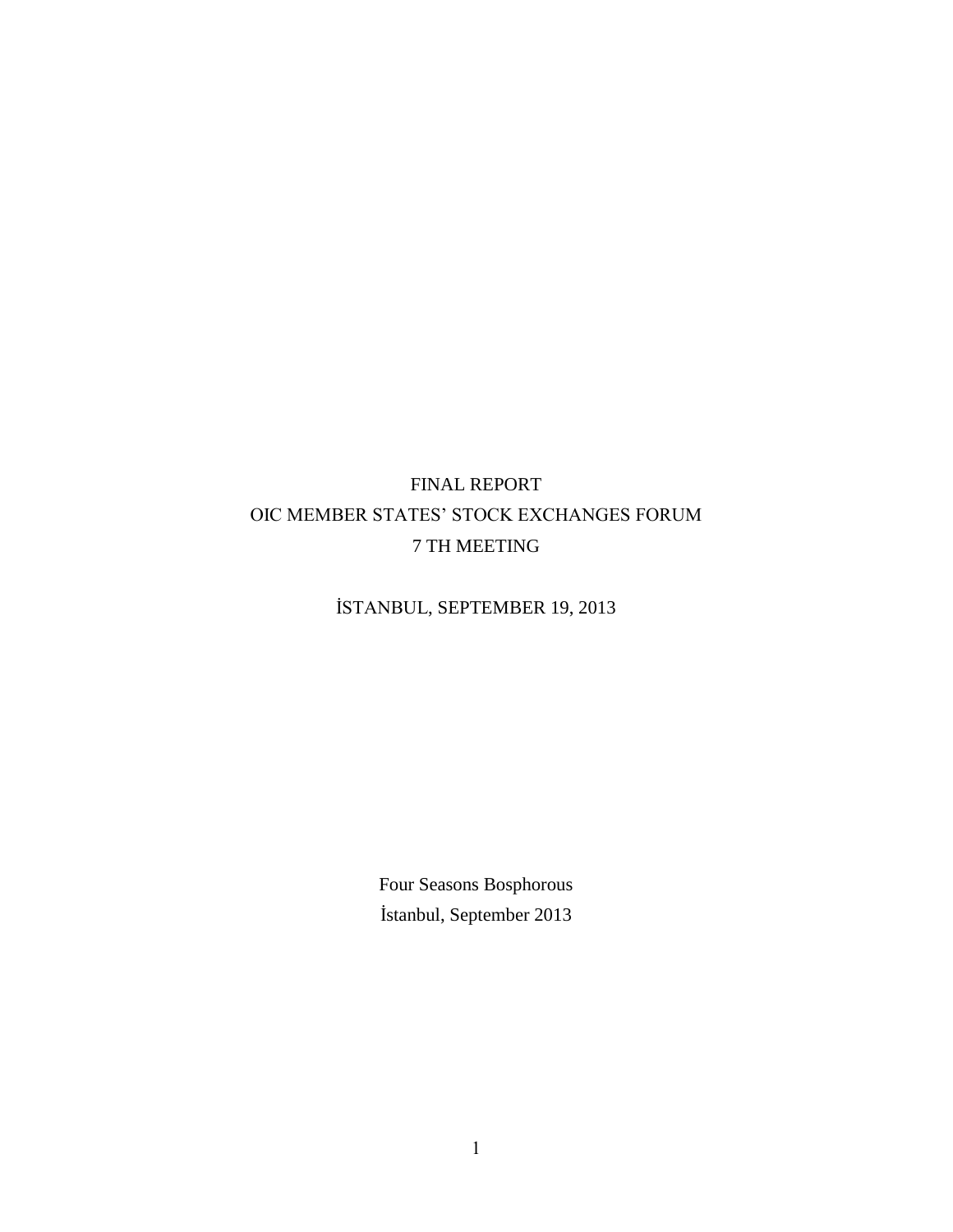# FINAL REPORT
# OIC MEMBER STATES' STOCK EXCHANGES FORUM
# 7 TH MEETING

İSTANBUL, SEPTEMBER 19, 2013

Four Seasons Bosphorous
İstanbul, September 2013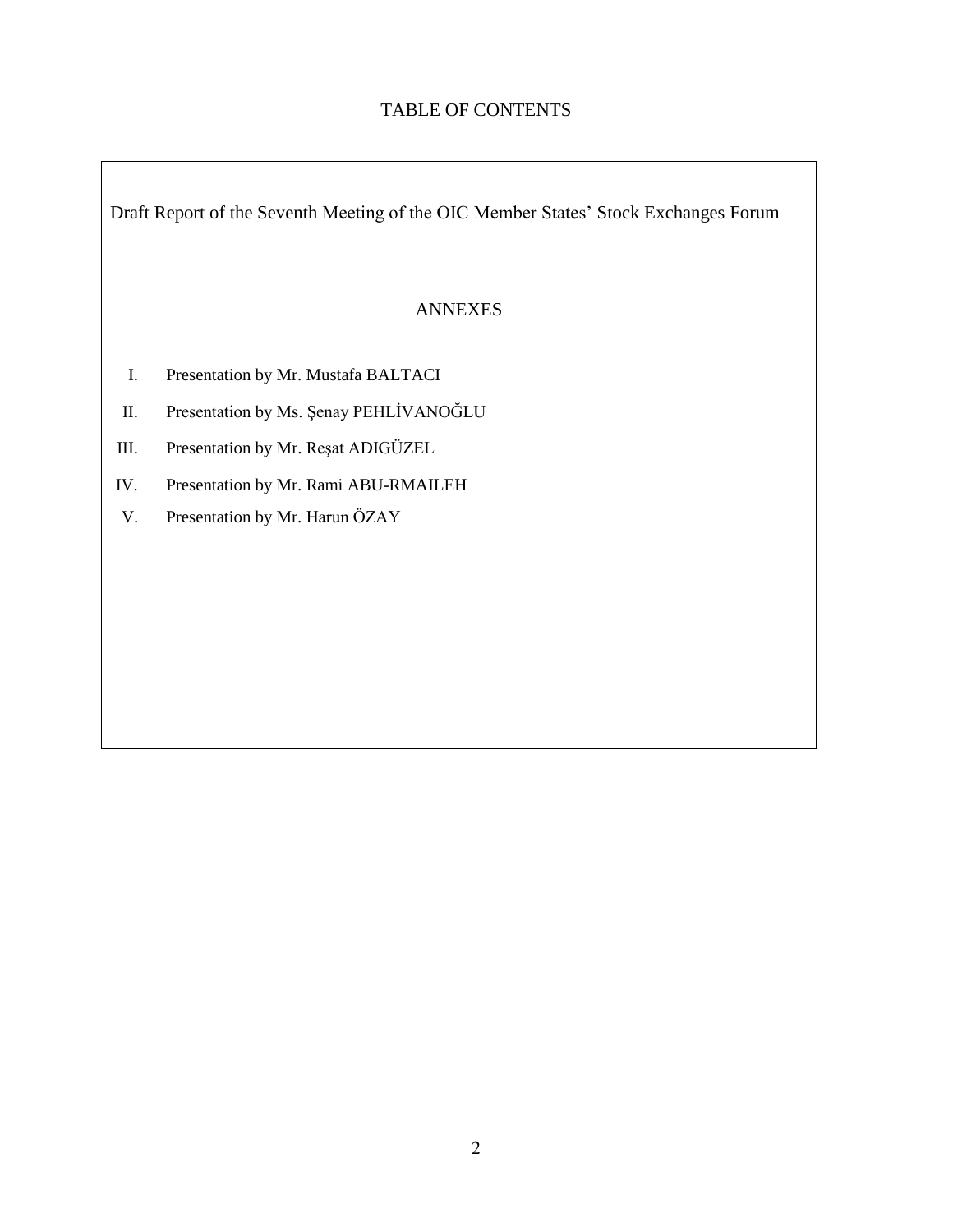# TABLE OF CONTENTS

Draft Report of the Seventh Meeting of the OIC Member States' Stock Exchanges Forum

## ANNEXES

I. Presentation by Mr. Mustafa BALTACI

II. Presentation by Ms. Şenay PEHLİVANOĞLU

III. Presentation by Mr. Reşat ADIGÜZEL

IV. Presentation by Mr. Rami ABU-RMAILEH

V. Presentation by Mr. Harun ÖZAY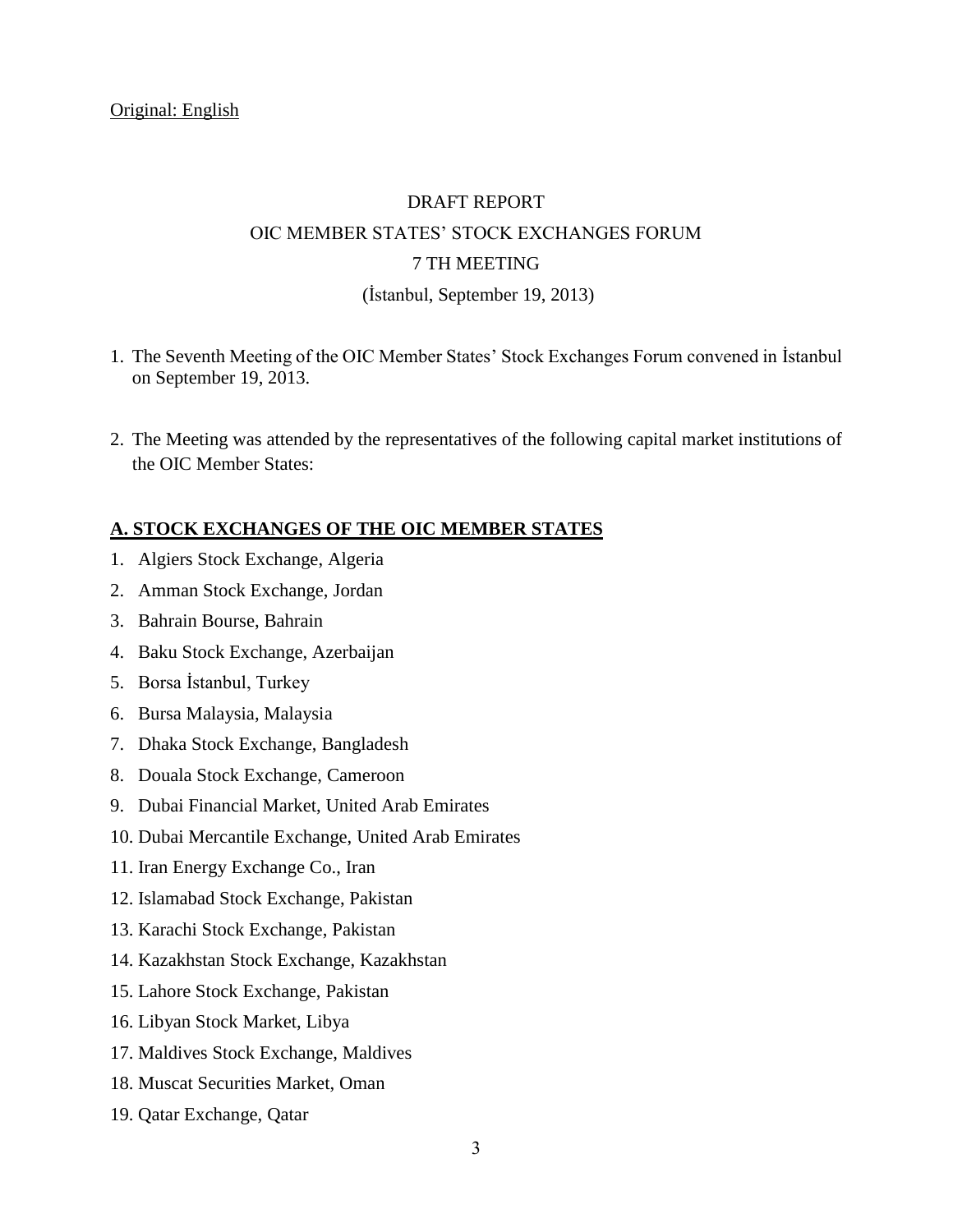Original: English

DRAFT REPORT

OIC MEMBER STATES' STOCK EXCHANGES FORUM

7 TH MEETING

(İstanbul, September 19, 2013)

1. The Seventh Meeting of the OIC Member States' Stock Exchanges Forum convened in İstanbul on September 19, 2013.

2. The Meeting was attended by the representatives of the following capital market institutions of the OIC Member States:

## A. STOCK EXCHANGES OF THE OIC MEMBER STATES

1. Algiers Stock Exchange, Algeria
2. Amman Stock Exchange, Jordan
3. Bahrain Bourse, Bahrain
4. Baku Stock Exchange, Azerbaijan
5. Borsa İstanbul, Turkey
6. Bursa Malaysia, Malaysia
7. Dhaka Stock Exchange, Bangladesh
8. Douala Stock Exchange, Cameroon
9. Dubai Financial Market, United Arab Emirates
10. Dubai Mercantile Exchange, United Arab Emirates
11. Iran Energy Exchange Co., Iran
12. Islamabad Stock Exchange, Pakistan
13. Karachi Stock Exchange, Pakistan
14. Kazakhstan Stock Exchange, Kazakhstan
15. Lahore Stock Exchange, Pakistan
16. Libyan Stock Market, Libya
17. Maldives Stock Exchange, Maldives
18. Muscat Securities Market, Oman
19. Qatar Exchange, Qatar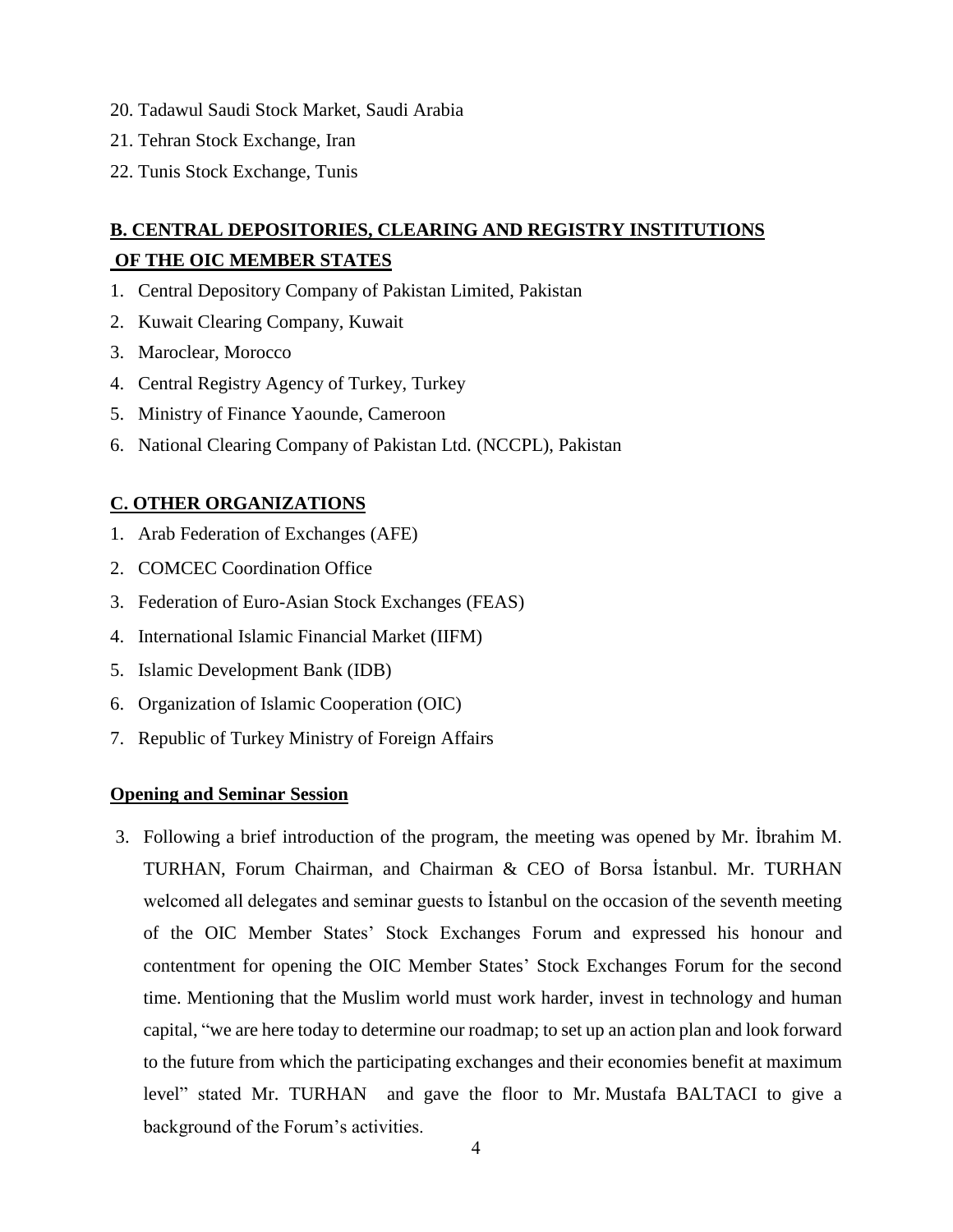20. Tadawul Saudi Stock Market, Saudi Arabia
21. Tehran Stock Exchange, Iran
22. Tunis Stock Exchange, Tunis

## B. CENTRAL DEPOSITORIES, CLEARING AND REGISTRY INSTITUTIONS OF THE OIC MEMBER STATES

1. Central Depository Company of Pakistan Limited, Pakistan
2. Kuwait Clearing Company, Kuwait
3. Maroclear, Morocco
4. Central Registry Agency of Turkey, Turkey
5. Ministry of Finance Yaounde, Cameroon
6. National Clearing Company of Pakistan Ltd. (NCCPL), Pakistan

## C. OTHER ORGANIZATIONS

1. Arab Federation of Exchanges (AFE)
2. COMCEC Coordination Office
3. Federation of Euro-Asian Stock Exchanges (FEAS)
4. International Islamic Financial Market (IIFM)
5. Islamic Development Bank (IDB)
6. Organization of Islamic Cooperation (OIC)
7. Republic of Turkey Ministry of Foreign Affairs

## Opening and Seminar Session

3. Following a brief introduction of the program, the meeting was opened by Mr. İbrahim M. TURHAN, Forum Chairman, and Chairman & CEO of Borsa İstanbul. Mr. TURHAN welcomed all delegates and seminar guests to İstanbul on the occasion of the seventh meeting of the OIC Member States' Stock Exchanges Forum and expressed his honour and contentment for opening the OIC Member States' Stock Exchanges Forum for the second time. Mentioning that the Muslim world must work harder, invest in technology and human capital, "we are here today to determine our roadmap; to set up an action plan and look forward to the future from which the participating exchanges and their economies benefit at maximum level" stated Mr. TURHAN and gave the floor to Mr. Mustafa BALTACI to give a background of the Forum's activities.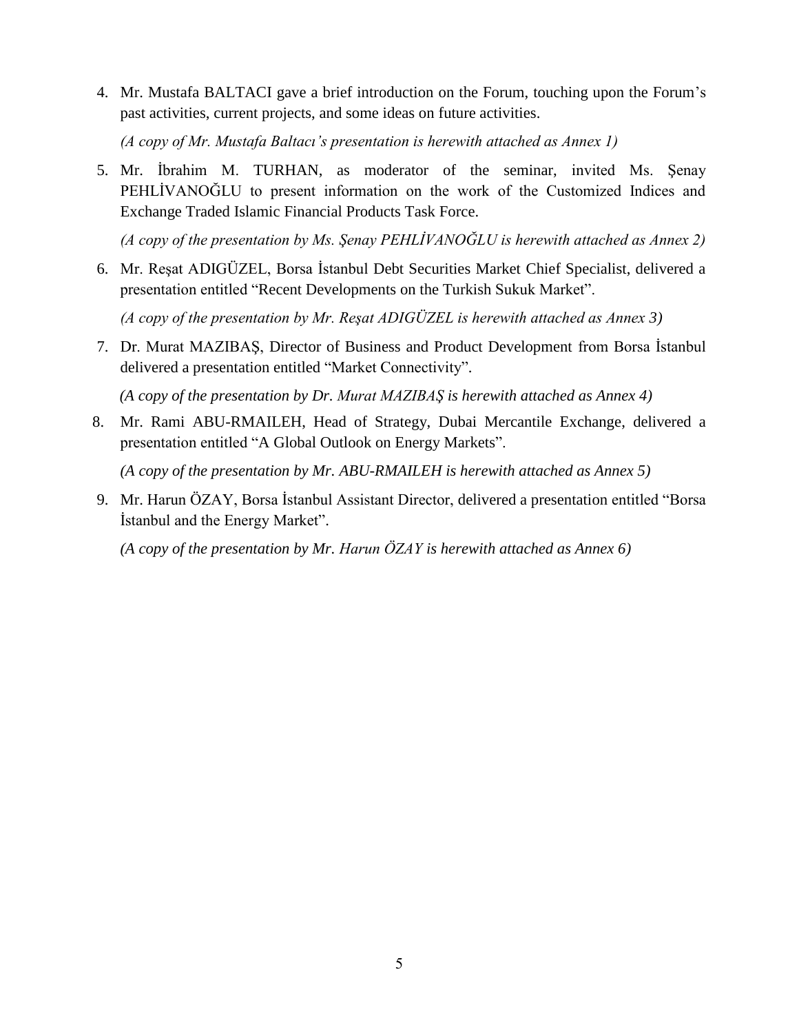4. Mr. Mustafa BALTACI gave a brief introduction on the Forum, touching upon the Forum's past activities, current projects, and some ideas on future activities.

   *(A copy of Mr. Mustafa Baltacı's presentation is herewith attached as Annex 1)*

5. Mr. İbrahim M. TURHAN, as moderator of the seminar, invited Ms. Şenay PEHLİVANOĞLU to present information on the work of the Customized Indices and Exchange Traded Islamic Financial Products Task Force.

   *(A copy of the presentation by Ms. Şenay PEHLİVANOĞLU is herewith attached as Annex 2)*

6. Mr. Reşat ADIGÜZEL, Borsa İstanbul Debt Securities Market Chief Specialist, delivered a presentation entitled "Recent Developments on the Turkish Sukuk Market".

   *(A copy of the presentation by Mr. Reşat ADIGÜZEL is herewith attached as Annex 3)*

7. Dr. Murat MAZIBAŞ, Director of Business and Product Development from Borsa İstanbul delivered a presentation entitled "Market Connectivity".

   *(A copy of the presentation by Dr. Murat MAZIBAŞ is herewith attached as Annex 4)*

8. Mr. Rami ABU-RMAILEH, Head of Strategy, Dubai Mercantile Exchange, delivered a presentation entitled "A Global Outlook on Energy Markets".

   *(A copy of the presentation by Mr. ABU-RMAILEH is herewith attached as Annex 5)*

9. Mr. Harun ÖZAY, Borsa İstanbul Assistant Director, delivered a presentation entitled "Borsa İstanbul and the Energy Market".

   *(A copy of the presentation by Mr. Harun ÖZAY is herewith attached as Annex 6)*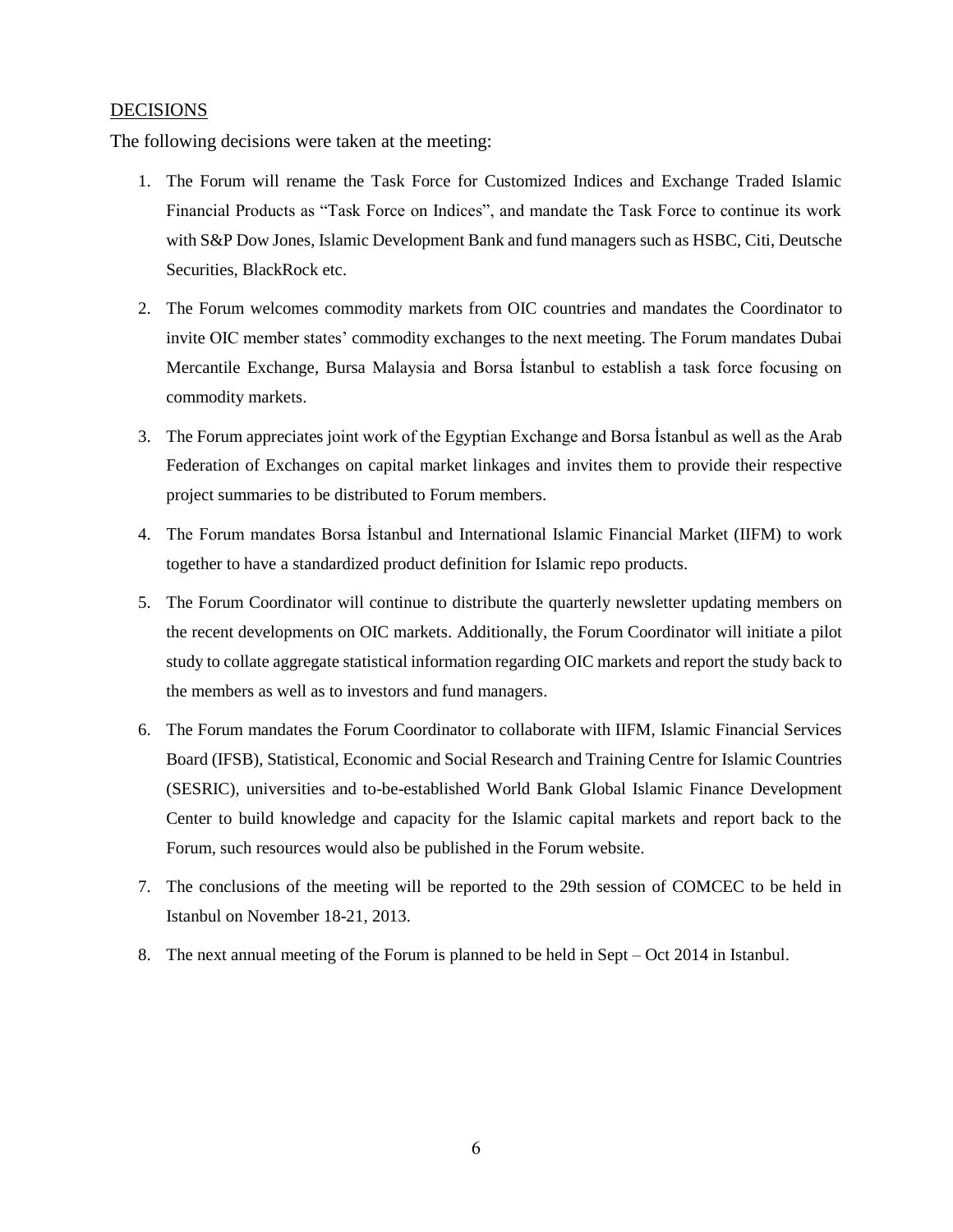## DECISIONS

The following decisions were taken at the meeting:

1. The Forum will rename the Task Force for Customized Indices and Exchange Traded Islamic Financial Products as "Task Force on Indices", and mandate the Task Force to continue its work with S&P Dow Jones, Islamic Development Bank and fund managers such as HSBC, Citi, Deutsche Securities, BlackRock etc.

2. The Forum welcomes commodity markets from OIC countries and mandates the Coordinator to invite OIC member states' commodity exchanges to the next meeting. The Forum mandates Dubai Mercantile Exchange, Bursa Malaysia and Borsa İstanbul to establish a task force focusing on commodity markets.

3. The Forum appreciates joint work of the Egyptian Exchange and Borsa İstanbul as well as the Arab Federation of Exchanges on capital market linkages and invites them to provide their respective project summaries to be distributed to Forum members.

4. The Forum mandates Borsa İstanbul and International Islamic Financial Market (IIFM) to work together to have a standardized product definition for Islamic repo products.

5. The Forum Coordinator will continue to distribute the quarterly newsletter updating members on the recent developments on OIC markets. Additionally, the Forum Coordinator will initiate a pilot study to collate aggregate statistical information regarding OIC markets and report the study back to the members as well as to investors and fund managers.

6. The Forum mandates the Forum Coordinator to collaborate with IIFM, Islamic Financial Services Board (IFSB), Statistical, Economic and Social Research and Training Centre for Islamic Countries (SESRIC), universities and to-be-established World Bank Global Islamic Finance Development Center to build knowledge and capacity for the Islamic capital markets and report back to the Forum, such resources would also be published in the Forum website.

7. The conclusions of the meeting will be reported to the 29th session of COMCEC to be held in Istanbul on November 18-21, 2013.

8. The next annual meeting of the Forum is planned to be held in Sept – Oct 2014 in Istanbul.